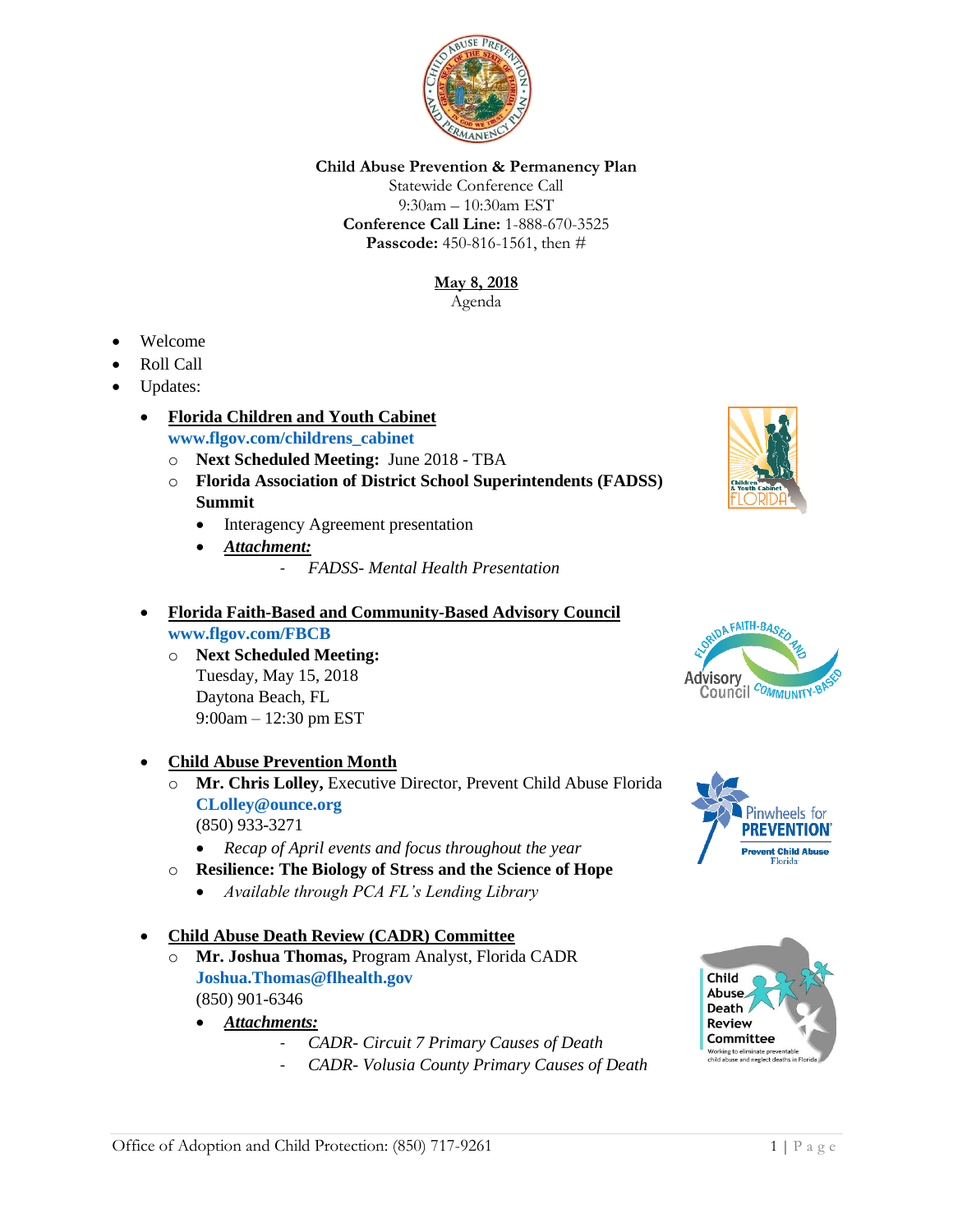**Child Abuse Prevention & Permanency Plan**
Statewide Conference Call
9:30am – 10:30am EST
**Conference Call Line:** 1-888-670-3525
**Passcode:** 450-816-1561, then #

**May 8, 2018**
Agenda

- Welcome
- Roll Call
- Updates:
    - **Florida Children and Youth Cabinet**
      **www.flgov.com/childrens_cabinet**
        - **Next Scheduled Meeting:** June 2018 - TBA
        - **Florida Association of District School Superintendents (FADSS) Summit**
            - Interagency Agreement presentation
            - ***Attachment:***
                - *FADSS- Mental Health Presentation*
    - **Florida Faith-Based and Community-Based Advisory Council**
      **www.flgov.com/FBCB**
        - **Next Scheduled Meeting:**
          Tuesday, May 15, 2018
          Daytona Beach, FL
          9:00am – 12:30 pm EST
    - **Child Abuse Prevention Month**
        - **Mr. Chris Lolley,** Executive Director, Prevent Child Abuse Florida
          **CLolley@ounce.org**
          (850) 933-3271
            - *Recap of April events and focus throughout the year*
        - **Resilience: The Biology of Stress and the Science of Hope**
            - *Available through PCA FL's Lending Library*
    - **Child Abuse Death Review (CADR) Committee**
        - **Mr. Joshua Thomas,** Program Analyst, Florida CADR
          **Joshua.Thomas@flhealth.gov**
          (850) 901-6346
            - ***Attachments:***
                - *CADR- Circuit 7 Primary Causes of Death*
                - *CADR- Volusia County Primary Causes of Death*

Office of Adoption and Child Protection: (850) 717-9261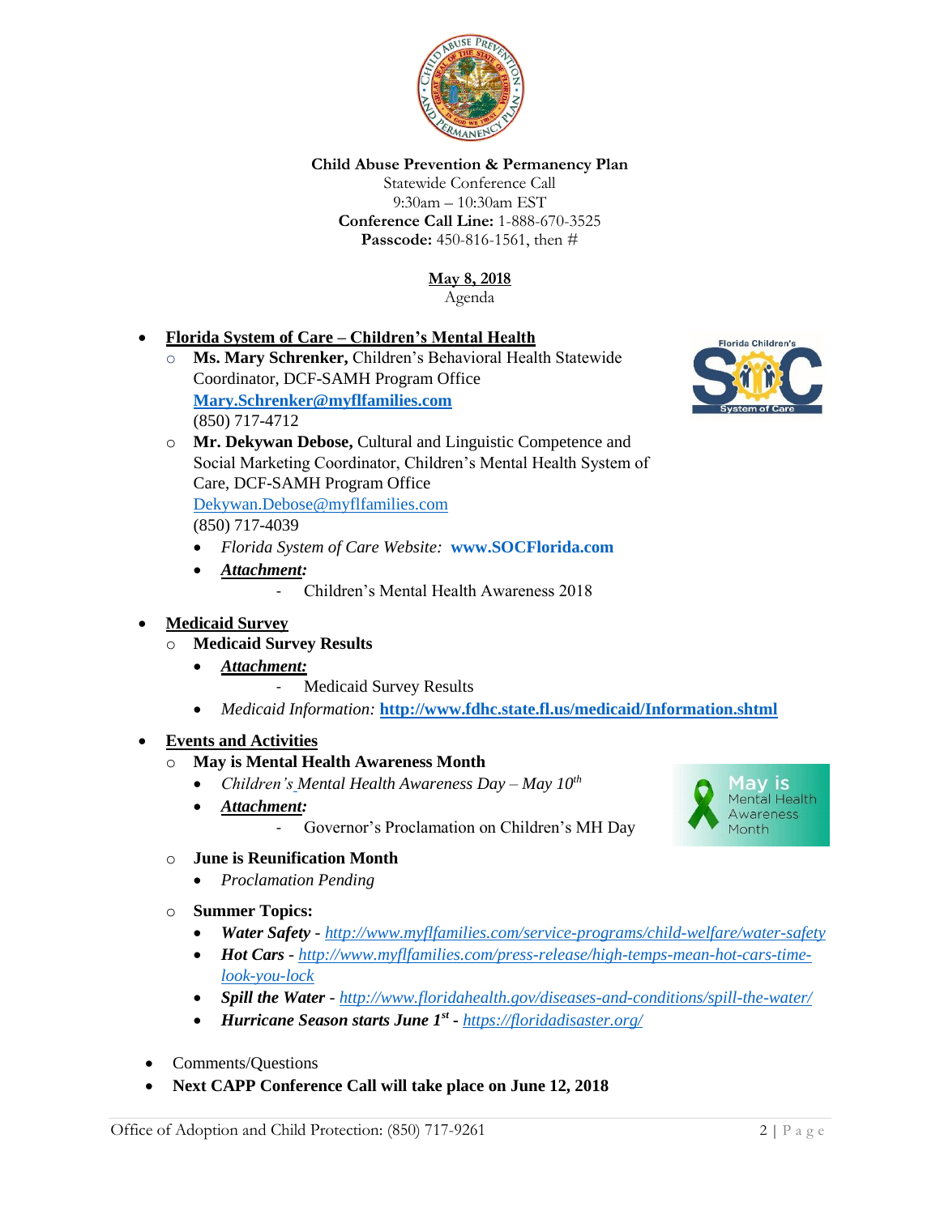**Child Abuse Prevention & Permanency Plan**
Statewide Conference Call
9:30am – 10:30am EST
**Conference Call Line:** 1-888-670-3525
**Passcode:** 450-816-1561, then #

**May 8, 2018**
Agenda

- **Florida System of Care – Children's Mental Health**
  - **Ms. Mary Schrenker,** Children's Behavioral Health Statewide Coordinator, DCF-SAMH Program Office
    **Mary.Schrenker@myflfamilies.com**
    (850) 717-4712
  - **Mr. Dekywan Debose,** Cultural and Linguistic Competence and Social Marketing Coordinator, Children's Mental Health System of Care, DCF-SAMH Program Office
    Dekywan.Debose@myflfamilies.com
    (850) 717-4039
    - *Florida System of Care Website:* **www.SOCFlorida.com**
    - ***Attachment:***
      - Children's Mental Health Awareness 2018

- **Medicaid Survey**
  - **Medicaid Survey Results**
    - ***Attachment:***
      - Medicaid Survey Results
    - *Medicaid Information:* **http://www.fdhc.state.fl.us/medicaid/Information.shtml**

- **Events and Activities**
  - **May is Mental Health Awareness Month**
    - *Children's Mental Health Awareness Day – May 10th*
    - ***Attachment:***
      - Governor's Proclamation on Children's MH Day
  - **June is Reunification Month**
    - *Proclamation Pending*
  - **Summer Topics:**
    - ***Water Safety*** - *http://www.myflfamilies.com/service-programs/child-welfare/water-safety*
    - ***Hot Cars*** - *http://www.myflfamilies.com/press-release/high-temps-mean-hot-cars-time-look-you-lock*
    - ***Spill the Water*** - *http://www.floridahealth.gov/diseases-and-conditions/spill-the-water/*
    - ***Hurricane Season starts June 1st*** - *https://floridadisaster.org/*

- Comments/Questions
- **Next CAPP Conference Call will take place on June 12, 2018**

Office of Adoption and Child Protection: (850) 717-9261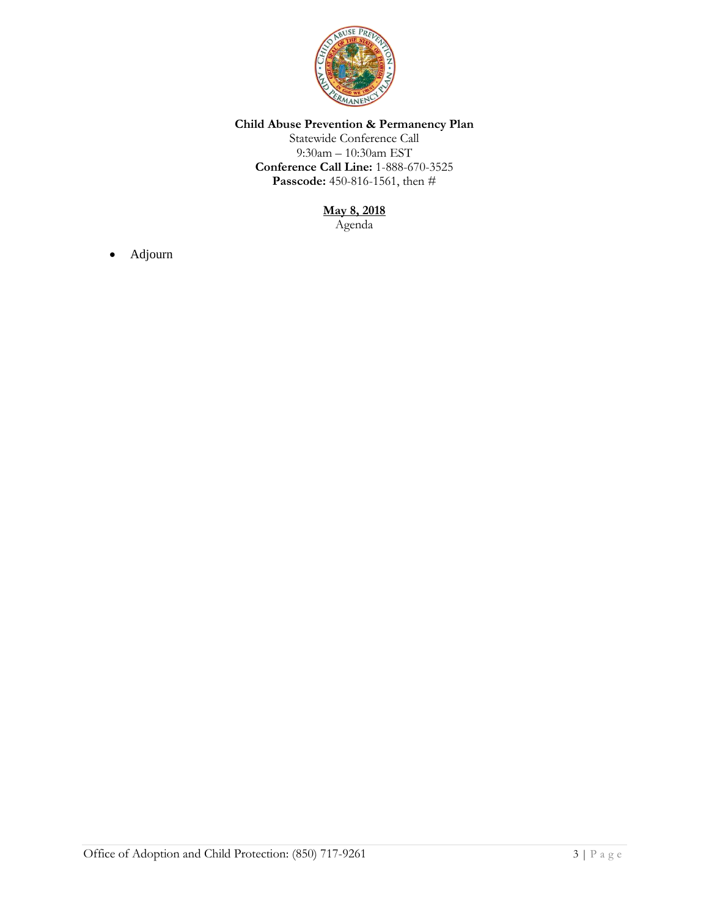**Child Abuse Prevention & Permanency Plan**
Statewide Conference Call
9:30am – 10:30am EST
**Conference Call Line:** 1-888-670-3525
**Passcode:** 450-816-1561, then #

**May 8, 2018**
Agenda

- Adjourn

Office of Adoption and Child Protection: (850) 717-9261